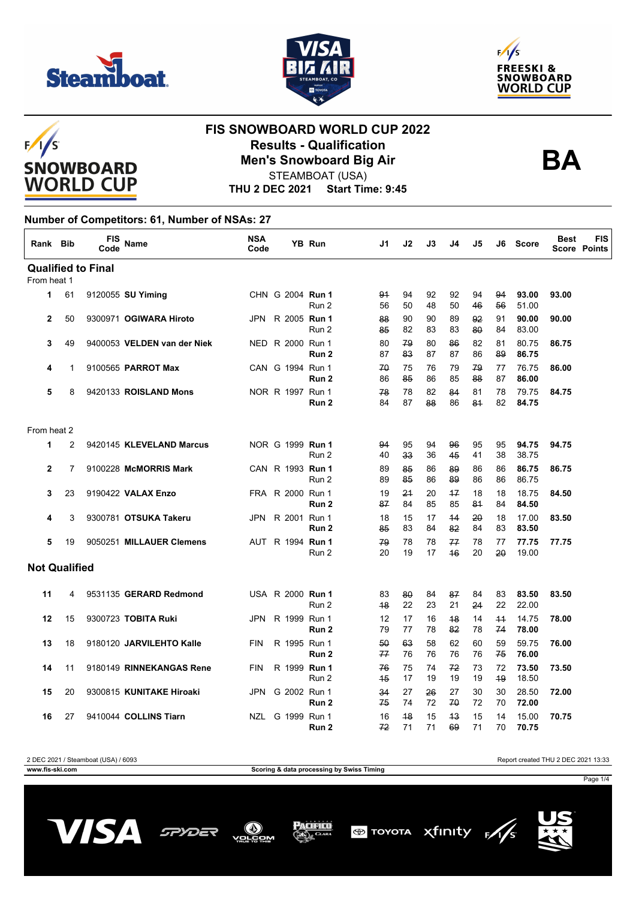# FIS SNOWBOARD WORLD CUP 2022

## Results - Qualification

## Men's Snowboard Big Air

**BA**

STEAMBOAT (USA)

**THU 2 DEC 2021 Start Time: 9:45**

### Number of Competitors: 61, Number of NSAs: 27

| Rank | Bib | FIS Code | Name | NSA Code | YB | Run | J1 | J2 | J3 | J4 | J5 | J6 | Score | Best Score | FIS Points |
|---|---|---|---|---|---|---|---|---|---|---|---|---|---|---|---|
| **Qualified to Final** | | | | | | | | | | | | | | | |
| From heat 1 | | | | | | | | | | | | | | | |
| 1 | 61 | 9120055 | **SU Yiming** | CHN | G 2004 | **Run 1** | ~~91~~ | 94 | 92 | 92 | 94 | ~~94~~ | **93.00** | **93.00** | |
| | | | | | | Run 2 | 56 | 50 | 48 | 50 | ~~46~~ | ~~56~~ | 51.00 | | |
| 2 | 50 | 9300971 | **OGIWARA Hiroto** | JPN | R 2005 | **Run 1** | ~~88~~ | 90 | 90 | 89 | ~~92~~ | 91 | **90.00** | **90.00** | |
| | | | | | | Run 2 | ~~85~~ | 82 | 83 | 83 | ~~80~~ | 84 | 83.00 | | |
| 3 | 49 | 9400053 | **VELDEN van der Niek** | NED | R 2000 | Run 1 | 80 | ~~79~~ | 80 | ~~86~~ | 82 | 81 | 80.75 | **86.75** | |
| | | | | | | **Run 2** | 87 | ~~83~~ | 87 | 87 | 86 | ~~89~~ | **86.75** | | |
| 4 | 1 | 9100565 | **PARROT Max** | CAN | G 1994 | Run 1 | ~~70~~ | 75 | 76 | 79 | ~~79~~ | 77 | 76.75 | **86.00** | |
| | | | | | | **Run 2** | 86 | ~~85~~ | 86 | 85 | ~~88~~ | 87 | **86.00** | | |
| 5 | 8 | 9420133 | **ROISLAND Mons** | NOR | R 1997 | Run 1 | ~~78~~ | 78 | 82 | ~~84~~ | 81 | 78 | 79.75 | **84.75** | |
| | | | | | | **Run 2** | 84 | 87 | ~~88~~ | 86 | ~~81~~ | 82 | **84.75** | | |
| From heat 2 | | | | | | | | | | | | | | | |
| 1 | 2 | 9420145 | **KLEVELAND Marcus** | NOR | G 1999 | **Run 1** | ~~94~~ | 95 | 94 | ~~96~~ | 95 | 95 | **94.75** | **94.75** | |
| | | | | | | Run 2 | 40 | ~~33~~ | 36 | ~~45~~ | 41 | 38 | 38.75 | | |
| 2 | 7 | 9100228 | **McMORRIS Mark** | CAN | R 1993 | **Run 1** | 89 | ~~85~~ | 86 | ~~89~~ | 86 | 86 | **86.75** | **86.75** | |
| | | | | | | Run 2 | 89 | ~~85~~ | 86 | ~~89~~ | 86 | 86 | 86.75 | | |
| 3 | 23 | 9190422 | **VALAX Enzo** | FRA | R 2000 | Run 1 | 19 | ~~21~~ | 20 | ~~17~~ | 18 | 18 | 18.75 | **84.50** | |
| | | | | | | **Run 2** | ~~87~~ | 84 | 85 | 85 | ~~81~~ | 84 | **84.50** | | |
| 4 | 3 | 9300781 | **OTSUKA Takeru** | JPN | R 2001 | Run 1 | 18 | 15 | 17 | ~~14~~ | ~~20~~ | 18 | 17.00 | **83.50** | |
| | | | | | | **Run 2** | ~~85~~ | 83 | 84 | ~~82~~ | 84 | 83 | **83.50** | | |
| 5 | 19 | 9050251 | **MILLAUER Clemens** | AUT | R 1994 | **Run 1** | ~~79~~ | 78 | 78 | ~~77~~ | 78 | 77 | **77.75** | **77.75** | |
| | | | | | | Run 2 | 20 | 19 | 17 | ~~16~~ | 20 | ~~20~~ | 19.00 | | |
| **Not Qualified** | | | | | | | | | | | | | | | |
| 11 | 4 | 9531135 | **GERARD Redmond** | USA | R 2000 | **Run 1** | 83 | ~~80~~ | 84 | ~~87~~ | 84 | 83 | **83.50** | **83.50** | |
| | | | | | | Run 2 | ~~18~~ | 22 | 23 | 21 | ~~24~~ | 22 | 22.00 | | |
| 12 | 15 | 9300723 | **TOBITA Ruki** | JPN | R 1999 | Run 1 | 12 | 17 | 16 | ~~18~~ | 14 | ~~11~~ | 14.75 | **78.00** | |
| | | | | | | **Run 2** | 79 | 77 | 78 | ~~82~~ | 78 | ~~74~~ | **78.00** | | |
| 13 | 18 | 9180120 | **JARVILEHTO Kalle** | FIN | R 1995 | Run 1 | ~~50~~ | ~~63~~ | 58 | 62 | 60 | 59 | 59.75 | **76.00** | |
| | | | | | | **Run 2** | ~~77~~ | 76 | 76 | 76 | 76 | ~~75~~ | **76.00** | | |
| 14 | 11 | 9180149 | **RINNEKANGAS Rene** | FIN | R 1999 | **Run 1** | ~~76~~ | 75 | 74 | ~~72~~ | 73 | 72 | **73.50** | **73.50** | |
| | | | | | | Run 2 | ~~15~~ | 17 | 19 | 19 | 19 | ~~19~~ | 18.50 | | |
| 15 | 20 | 9300815 | **KUNITAKE Hiroaki** | JPN | G 2002 | Run 1 | ~~34~~ | 28 | ~~26~~ | 27 | 30 | 30 | 28.50 | **72.00** | |
| | | | | | | **Run 2** | ~~75~~ | 74 | 72 | ~~70~~ | 72 | 70 | **72.00** | | |
| 16 | 27 | 9410044 | **COLLINS Tiarn** | NZL | G 1999 | Run 1 | 16 | ~~18~~ | 15 | ~~13~~ | 15 | 14 | 15.00 | **70.75** | |
| | | | | | | **Run 2** | ~~72~~ | 71 | 71 | ~~69~~ | 71 | 70 | **70.75** | | |

2 DEC 2021 / Steamboat (USA) / 6093 — Report created THU 2 DEC 2021 13:33

www.fis-ski.com — Scoring & data processing by Swiss Timing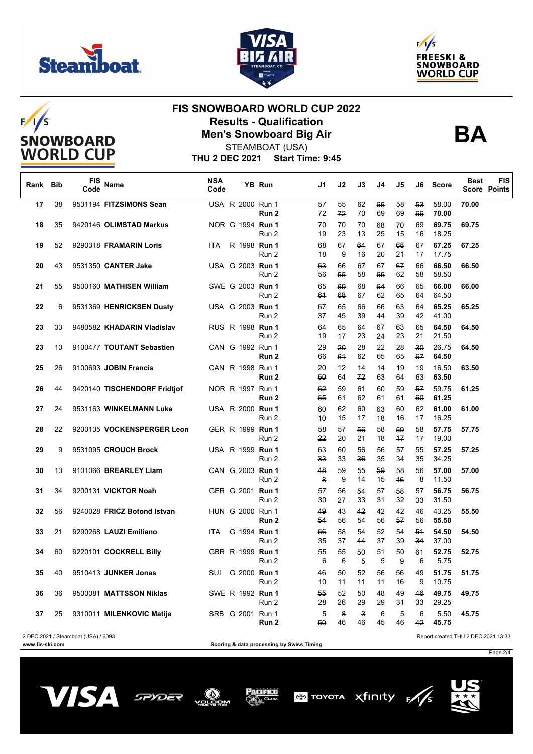# FIS SNOWBOARD WORLD CUP 2022

## Results - Qualification

## Men's Snowboard Big Air

STEAMBOAT (USA)

**THU 2 DEC 2021 Start Time: 9:45**

**BA**

| Rank | Bib | FIS Code | Name | NSA Code | | YB | Run | J1 | J2 | J3 | J4 | J5 | J6 | Score | Best Score | FIS Points |
|---|---|---|---|---|---|---|---|---|---|---|---|---|---|---|---|---|
| 17 | 38 | 9531194 | **FITZSIMONS Sean** | USA | R | 2000 | Run 1 | 57 | 55 | 62 | ~~65~~ | 58 | ~~53~~ | 58.00 | **70.00** | |
| | | | | | | | **Run 2** | 72 | ~~72~~ | 70 | 69 | 69 | ~~66~~ | **70.00** | | |
| 18 | 35 | 9420146 | **OLIMSTAD Markus** | NOR | G | 1994 | **Run 1** | 70 | 70 | 70 | ~~68~~ | ~~70~~ | 69 | **69.75** | **69.75** | |
| | | | | | | | Run 2 | 19 | 23 | ~~13~~ | ~~25~~ | 15 | 16 | 18.25 | | |
| 19 | 52 | 9290318 | **FRAMARIN Loris** | ITA | R | 1998 | **Run 1** | 68 | 67 | ~~64~~ | 67 | ~~68~~ | 67 | **67.25** | **67.25** | |
| | | | | | | | Run 2 | 18 | ~~9~~ | 16 | 20 | ~~21~~ | 17 | 17.75 | | |
| 20 | 43 | 9531350 | **CANTER Jake** | USA | G | 2003 | **Run 1** | ~~63~~ | 66 | 67 | 67 | ~~67~~ | 66 | **66.50** | **66.50** | |
| | | | | | | | Run 2 | 56 | ~~55~~ | 58 | ~~65~~ | 62 | 58 | 58.50 | | |
| 21 | 55 | 9500160 | **MATHISEN William** | SWE | G | 2003 | **Run 1** | 65 | ~~69~~ | 68 | ~~64~~ | 66 | 65 | **66.00** | **66.00** | |
| | | | | | | | Run 2 | ~~61~~ | ~~68~~ | 67 | 62 | 65 | 64 | 64.50 | | |
| 22 | 6 | 9531369 | **HENRICKSEN Dusty** | USA | G | 2003 | **Run 1** | ~~67~~ | 65 | 66 | 66 | ~~63~~ | 64 | **65.25** | **65.25** | |
| | | | | | | | Run 2 | ~~37~~ | ~~45~~ | 39 | 44 | 39 | 42 | 41.00 | | |
| 23 | 33 | 9480582 | **KHADARIN Vladislav** | RUS | R | 1998 | **Run 1** | 64 | 65 | 64 | ~~67~~ | ~~63~~ | 65 | **64.50** | **64.50** | |
| | | | | | | | Run 2 | 19 | ~~17~~ | 23 | ~~24~~ | 23 | 21 | 21.50 | | |
| 23 | 10 | 9100477 | **TOUTANT Sebastien** | CAN | G | 1992 | Run 1 | 29 | ~~20~~ | 28 | 22 | 28 | ~~30~~ | 26.75 | **64.50** | |
| | | | | | | | **Run 2** | 66 | ~~61~~ | 62 | 65 | 65 | ~~67~~ | **64.50** | | |
| 25 | 26 | 9100693 | **JOBIN Francis** | CAN | R | 1998 | Run 1 | ~~20~~ | ~~12~~ | 14 | 14 | 19 | 19 | 16.50 | **63.50** | |
| | | | | | | | **Run 2** | ~~60~~ | 64 | ~~72~~ | 63 | 64 | 63 | **63.50** | | |
| 26 | 44 | 9420140 | **TISCHENDORF Fridtjof** | NOR | R | 1997 | Run 1 | ~~62~~ | 59 | 61 | 60 | 59 | ~~57~~ | 59.75 | **61.25** | |
| | | | | | | | **Run 2** | ~~65~~ | 61 | 62 | 61 | 61 | ~~60~~ | **61.25** | | |
| 27 | 24 | 9531163 | **WINKELMANN Luke** | USA | R | 2000 | **Run 1** | ~~60~~ | 62 | 60 | ~~63~~ | 60 | 62 | **61.00** | **61.00** | |
| | | | | | | | Run 2 | ~~10~~ | 15 | 17 | ~~18~~ | 16 | 17 | 16.25 | | |
| 28 | 22 | 9200135 | **VOCKENSPERGER Leon** | GER | R | 1999 | **Run 1** | 58 | 57 | ~~56~~ | 58 | ~~59~~ | 58 | **57.75** | **57.75** | |
| | | | | | | | Run 2 | ~~22~~ | 20 | 21 | 18 | ~~17~~ | 17 | 19.00 | | |
| 29 | 9 | 9531095 | **CROUCH Brock** | USA | R | 1999 | **Run 1** | ~~63~~ | 60 | 56 | 56 | 57 | ~~55~~ | **57.25** | **57.25** | |
| | | | | | | | Run 2 | ~~33~~ | 33 | ~~36~~ | 35 | 34 | 35 | 34.25 | | |
| 30 | 13 | 9101066 | **BREARLEY Liam** | CAN | G | 2003 | **Run 1** | ~~48~~ | 59 | 55 | ~~59~~ | 58 | 56 | **57.00** | **57.00** | |
| | | | | | | | Run 2 | ~~8~~ | 9 | 14 | 15 | ~~16~~ | 8 | 11.50 | | |
| 31 | 34 | 9200131 | **VICKTOR Noah** | GER | G | 2001 | **Run 1** | 57 | 56 | ~~54~~ | 57 | ~~58~~ | 57 | **56.75** | **56.75** | |
| | | | | | | | Run 2 | 30 | ~~27~~ | 33 | 31 | 32 | ~~33~~ | 31.50 | | |
| 32 | 56 | 9240028 | **FRICZ Botond Istvan** | HUN | G | 2000 | Run 1 | ~~49~~ | 43 | ~~42~~ | 42 | 42 | 46 | 43.25 | **55.50** | |
| | | | | | | | **Run 2** | ~~54~~ | 56 | 54 | 56 | ~~57~~ | 56 | **55.50** | | |
| 33 | 21 | 9290268 | **LAUZI Emiliano** | ITA | G | 1994 | **Run 1** | ~~66~~ | 58 | 54 | 52 | 54 | ~~51~~ | **54.50** | **54.50** | |
| | | | | | | | Run 2 | 35 | 37 | ~~44~~ | 37 | 39 | ~~34~~ | 37.00 | | |
| 34 | 60 | 9220101 | **COCKRELL Billy** | GBR | R | 1999 | **Run 1** | 55 | 55 | ~~50~~ | 51 | 50 | ~~61~~ | **52.75** | **52.75** | |
| | | | | | | | Run 2 | 6 | 6 | ~~5~~ | 5 | ~~9~~ | 6 | 5.75 | | |
| 35 | 40 | 9510413 | **JUNKER Jonas** | SUI | G | 2000 | **Run 1** | ~~46~~ | 50 | 52 | 56 | ~~56~~ | 49 | **51.75** | **51.75** | |
| | | | | | | | Run 2 | 10 | 11 | 11 | 11 | ~~16~~ | ~~9~~ | 10.75 | | |
| 36 | 36 | 9500081 | **MATTSSON Niklas** | SWE | R | 1992 | **Run 1** | ~~55~~ | 52 | 50 | 48 | 49 | ~~46~~ | **49.75** | **49.75** | |
| | | | | | | | Run 2 | 28 | ~~26~~ | 29 | 29 | 31 | ~~33~~ | 29.25 | | |
| 37 | 25 | 9310011 | **MILENKOVIC Matija** | SRB | G | 2001 | Run 1 | 5 | ~~8~~ | ~~3~~ | 6 | 5 | 6 | 5.50 | **45.75** | |
| | | | | | | | **Run 2** | ~~50~~ | 46 | 46 | 45 | 46 | ~~42~~ | **45.75** | | |

2 DEC 2021 / Steamboat (USA) / 6093 — Report created THU 2 DEC 2021 13:33

www.fis-ski.com — Scoring & data processing by Swiss Timing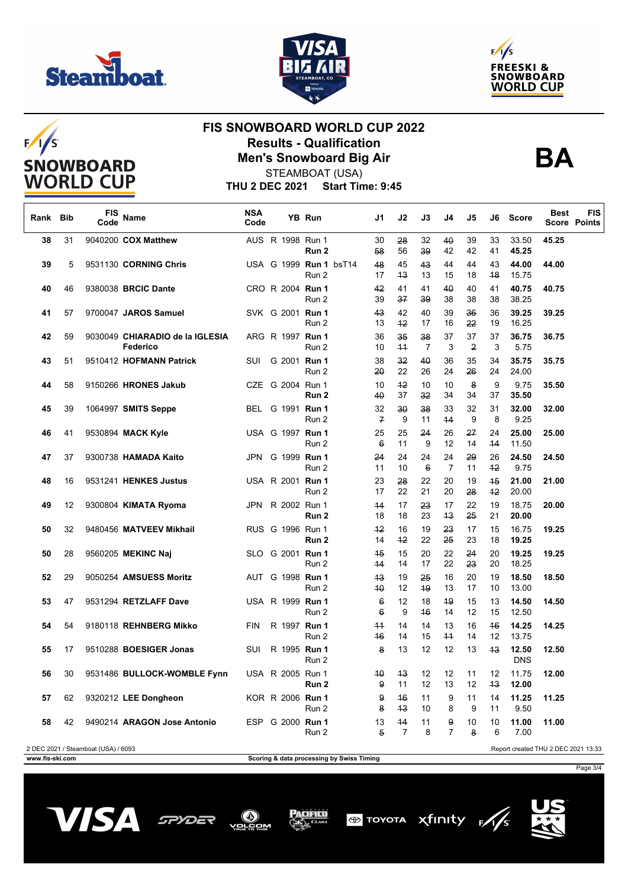# FIS SNOWBOARD WORLD CUP 2022

## Results - Qualification

## Men's Snowboard Big Air

STEAMBOAT (USA)

**THU 2 DEC 2021 Start Time: 9:45**

**BA**

| Rank | Bib | FIS Code | Name | NSA Code | YB | Run | | J1 | J2 | J3 | J4 | J5 | J6 | Score | Best Score | FIS Points |
|---|---|---|---|---|---|---|---|---|---|---|---|---|---|---|---|---|
| 38 | 31 | 9040200 | **COX Matthew** | AUS | R 1998 | Run 1 | | 30 | ~~28~~ | 32 | ~~40~~ | 39 | 33 | 33.50 | **45.25** | |
| | | | | | | **Run 2** | | ~~58~~ | 56 | ~~39~~ | 42 | 42 | 41 | **45.25** | | |
| 39 | 5 | 9531130 | **CORNING Chris** | USA | G 1999 | **Run 1** | bsT14 | ~~48~~ | 45 | ~~43~~ | 44 | 44 | 43 | **44.00** | **44.00** | |
| | | | | | | Run 2 | | 17 | ~~13~~ | 13 | 15 | 18 | ~~18~~ | 15.75 | | |
| 40 | 46 | 9380038 | **BRCIC Dante** | CRO | R 2004 | **Run 1** | | ~~42~~ | 41 | 41 | ~~40~~ | 40 | 41 | **40.75** | **40.75** | |
| | | | | | | Run 2 | | 39 | ~~37~~ | ~~39~~ | 38 | 38 | 38 | 38.25 | | |
| 41 | 57 | 9700047 | **JAROS Samuel** | SVK | G 2001 | **Run 1** | | ~~43~~ | 42 | 40 | 39 | ~~36~~ | 36 | **39.25** | **39.25** | |
| | | | | | | Run 2 | | 13 | ~~12~~ | 17 | 16 | ~~22~~ | 19 | 16.25 | | |
| 42 | 59 | 9030049 | **CHIARADIO de la IGLESIA Federico** | ARG | R 1997 | **Run 1** | | 36 | ~~35~~ | ~~38~~ | 37 | 37 | 37 | **36.75** | **36.75** | |
| | | | | | | Run 2 | | 10 | ~~11~~ | 7 | 3 | ~~2~~ | 3 | 5.75 | | |
| 43 | 51 | 9510412 | **HOFMANN Patrick** | SUI | G 2001 | **Run 1** | | 38 | ~~32~~ | ~~40~~ | 36 | 35 | 34 | **35.75** | **35.75** | |
| | | | | | | Run 2 | | ~~20~~ | 22 | 26 | 24 | ~~26~~ | 24 | 24.00 | | |
| 44 | 58 | 9150266 | **HRONES Jakub** | CZE | G 2004 | Run 1 | | 10 | ~~12~~ | 10 | 10 | ~~8~~ | 9 | 9.75 | **35.50** | |
| | | | | | | **Run 2** | | ~~40~~ | 37 | ~~32~~ | 34 | 34 | 37 | **35.50** | | |
| 45 | 39 | 1064997 | **SMITS Seppe** | BEL | G 1991 | **Run 1** | | 32 | ~~30~~ | ~~38~~ | 33 | 32 | 31 | **32.00** | **32.00** | |
| | | | | | | Run 2 | | ~~7~~ | 9 | 11 | ~~14~~ | 9 | 8 | 9.25 | | |
| 46 | 41 | 9530894 | **MACK Kyle** | USA | G 1997 | **Run 1** | | 25 | 25 | ~~24~~ | 26 | ~~27~~ | 24 | **25.00** | **25.00** | |
| | | | | | | Run 2 | | ~~6~~ | 11 | 9 | 12 | 14 | ~~14~~ | 11.50 | | |
| 47 | 37 | 9300738 | **HAMADA Kaito** | JPN | G 1999 | **Run 1** | | ~~24~~ | 24 | 24 | 24 | ~~29~~ | 26 | **24.50** | **24.50** | |
| | | | | | | Run 2 | | 11 | 10 | ~~6~~ | 7 | 11 | ~~12~~ | 9.75 | | |
| 48 | 16 | 9531241 | **HENKES Justus** | USA | R 2001 | **Run 1** | | 23 | ~~28~~ | 22 | 20 | 19 | ~~15~~ | **21.00** | **21.00** | |
| | | | | | | Run 2 | | 17 | 22 | 21 | 20 | ~~28~~ | ~~12~~ | 20.00 | | |
| 49 | 12 | 9300804 | **KIMATA Ryoma** | JPN | R 2002 | Run 1 | | ~~14~~ | 17 | ~~23~~ | 17 | 22 | 19 | 18.75 | **20.00** | |
| | | | | | | **Run 2** | | 18 | 18 | 23 | ~~13~~ | ~~25~~ | 21 | **20.00** | | |
| 50 | 32 | 9480456 | **MATVEEV Mikhail** | RUS | G 1996 | Run 1 | | ~~12~~ | 16 | 19 | ~~23~~ | 17 | 15 | 16.75 | **19.25** | |
| | | | | | | **Run 2** | | 14 | ~~12~~ | 22 | ~~25~~ | 23 | 18 | **19.25** | | |
| 50 | 28 | 9560205 | **MEKINC Naj** | SLO | G 2001 | **Run 1** | | ~~15~~ | 15 | 20 | 22 | ~~24~~ | 20 | **19.25** | **19.25** | |
| | | | | | | Run 2 | | ~~14~~ | 14 | 17 | 22 | ~~23~~ | 20 | 18.25 | | |
| 52 | 29 | 9050254 | **AMSUESS Moritz** | AUT | G 1998 | **Run 1** | | ~~13~~ | 19 | ~~25~~ | 16 | 20 | 19 | **18.50** | **18.50** | |
| | | | | | | Run 2 | | ~~10~~ | 12 | ~~19~~ | 13 | 17 | 10 | 13.00 | | |
| 53 | 47 | 9531294 | **RETZLAFF Dave** | USA | R 1999 | **Run 1** | | ~~6~~ | 12 | 18 | ~~19~~ | 15 | 13 | **14.50** | **14.50** | |
| | | | | | | Run 2 | | ~~6~~ | 9 | ~~16~~ | 14 | 12 | 15 | 12.50 | | |
| 54 | 54 | 9180118 | **REHNBERG Mikko** | FIN | R 1997 | **Run 1** | | ~~11~~ | 14 | 14 | 13 | 16 | ~~16~~ | **14.25** | **14.25** | |
| | | | | | | Run 2 | | ~~16~~ | 14 | 15 | ~~11~~ | 14 | 12 | 13.75 | | |
| 55 | 17 | 9510288 | **BOESIGER Jonas** | SUI | R 1995 | **Run 1** | | ~~8~~ | 13 | 12 | 12 | 13 | ~~13~~ | **12.50** | **12.50** | |
| | | | | | | Run 2 | | | | | | | | DNS | | |
| 56 | 30 | 9531486 | **BULLOCK-WOMBLE Fynn** | USA | R 2005 | Run 1 | | ~~10~~ | ~~13~~ | 12 | 12 | 11 | 12 | 11.75 | **12.00** | |
| | | | | | | **Run 2** | | ~~9~~ | 11 | 12 | 13 | 12 | ~~13~~ | **12.00** | | |
| 57 | 62 | 9320212 | **LEE Dongheon** | KOR | R 2006 | **Run 1** | | ~~9~~ | ~~16~~ | 11 | 9 | 11 | 14 | **11.25** | **11.25** | |
| | | | | | | Run 2 | | ~~8~~ | ~~13~~ | 10 | 8 | 9 | 11 | 9.50 | | |
| 58 | 42 | 9490214 | **ARAGON Jose Antonio** | ESP | G 2000 | **Run 1** | | 13 | ~~14~~ | 11 | ~~9~~ | 10 | 10 | **11.00** | **11.00** | |
| | | | | | | Run 2 | | ~~5~~ | 7 | 8 | 7 | ~~8~~ | 6 | 7.00 | | |

2 DEC 2021 / Steamboat (USA) / 6093 — Report created THU 2 DEC 2021 13:33

www.fis-ski.com — Scoring & data processing by Swiss Timing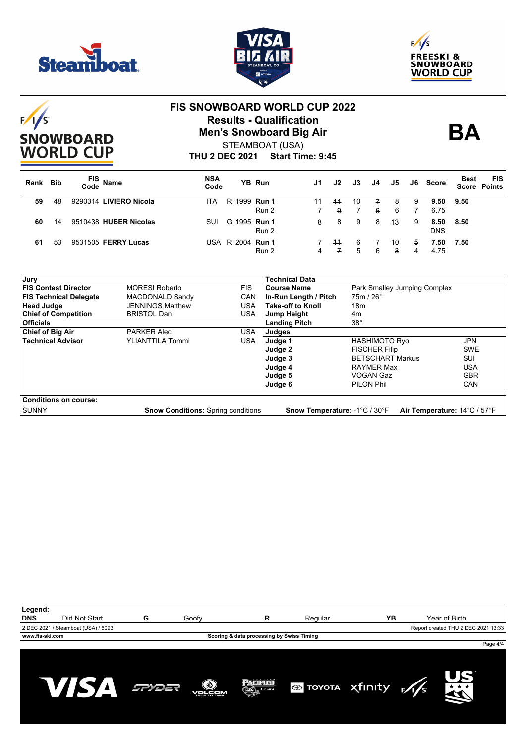# FIS SNOWBOARD WORLD CUP 2022

## Results - Qualification

## Men's Snowboard Big Air

STEAMBOAT (USA)

**THU 2 DEC 2021 Start Time: 9:45**

**BA**

| Rank | Bib | FIS Code | Name | NSA Code | | YB | Run | J1 | J2 | J3 | J4 | J5 | J6 | Score | Best Score | FIS Points |
|---|---|---|---|---|---|---|---|---|---|---|---|---|---|---|---|---|
| 59 | 48 | 9290314 | **LIVIERO Nicola** | ITA | R | 1999 | **Run 1** | 11 | ~~11~~ | 10 | ~~7~~ | 8 | 9 | **9.50** | **9.50** | |
| | | | | | | | Run 2 | 7 | ~~9~~ | 7 | ~~6~~ | 6 | 7 | 6.75 | | |
| 60 | 14 | 9510438 | **HUBER Nicolas** | SUI | G | 1995 | **Run 1** | ~~8~~ | 8 | 9 | 8 | ~~13~~ | 9 | **8.50** | **8.50** | |
| | | | | | | | Run 2 | | | | | | | DNS | | |
| 61 | 53 | 9531505 | **FERRY Lucas** | USA | R | 2004 | **Run 1** | 7 | ~~11~~ | 6 | 7 | 10 | ~~5~~ | **7.50** | **7.50** | |
| | | | | | | | Run 2 | 4 | ~~7~~ | 5 | 6 | ~~3~~ | 4 | 4.75 | | |

| Jury | | |
|---|---|---|
| **FIS Contest Director** | MORESI Roberto | FIS |
| **FIS Technical Delegate** | MACDONALD Sandy | CAN |
| **Head Judge** | JENNINGS Matthew | USA |
| **Chief of Competition** | BRISTOL Dan | USA |
| **Officials** | | |
| **Chief of Big Air** | PARKER Alec | USA |
| **Technical Advisor** | YLIANTTILA Tommi | USA |

| Technical Data | | |
|---|---|---|
| **Course Name** | Park Smalley Jumping Complex | |
| **In-Run Length / Pitch** | 75m / 26° | |
| **Take-off to Knoll** | 18m | |
| **Jump Height** | 4m | |
| **Landing Pitch** | 38° | |
| **Judges** | | |
| **Judge 1** | HASHIMOTO Ryo | JPN |
| **Judge 2** | FISCHER Filip | SWE |
| **Judge 3** | BETSCHART Markus | SUI |
| **Judge 4** | RAYMER Max | USA |
| **Judge 5** | VOGAN Gaz | GBR |
| **Judge 6** | PILON Phil | CAN |

**Conditions on course:**

SUNNY | **Snow Conditions:** Spring conditions | **Snow Temperature:** -1°C / 30°F | **Air Temperature:** 14°C / 57°F

| Legend: | | | | | | | |
|---|---|---|---|---|---|---|---|
| **DNS** | Did Not Start | **G** | Goofy | **R** | Regular | **YB** | Year of Birth |

2 DEC 2021 / Steamboat (USA) / 6093 — Report created THU 2 DEC 2021 13:33

www.fis-ski.com — Scoring & data processing by Swiss Timing